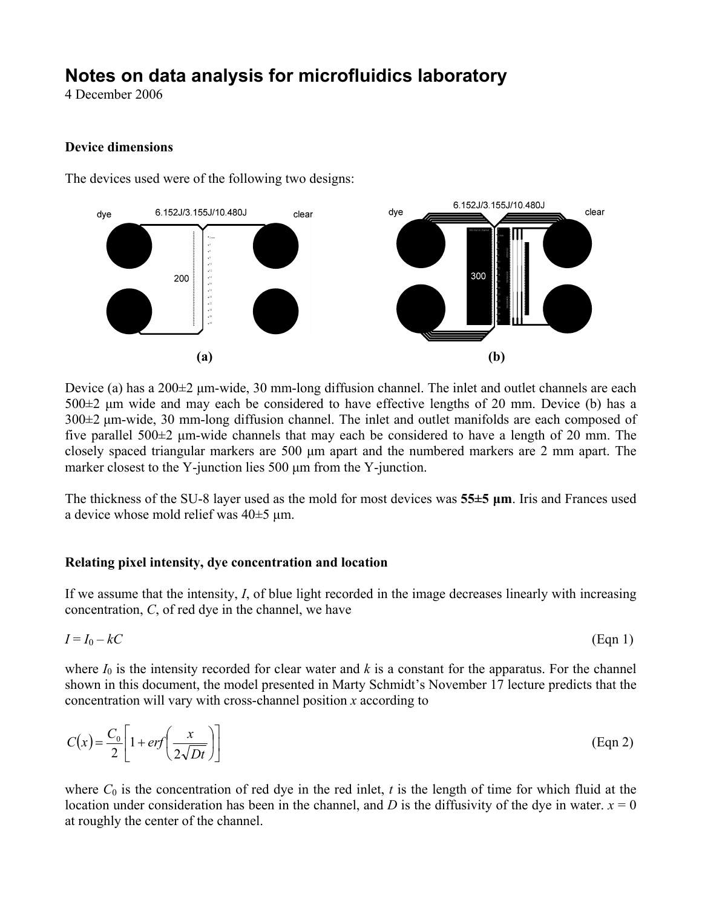# Notes on data analysis for microfluidics laboratory

4 December 2006

### Device dimensions

The devices used were of the following two designs:

(a) (b)

Device (a) has a 200±2 μm-wide, 30 mm-long diffusion channel. The inlet and outlet channels are each 500±2 μm wide and may each be considered to have effective lengths of 20 mm. Device (b) has a 300±2 μm-wide, 30 mm-long diffusion channel. The inlet and outlet manifolds are each composed of five parallel 500±2 μm-wide channels that may each be considered to have a length of 20 mm. The closely spaced triangular markers are 500 μm apart and the numbered markers are 2 mm apart. The marker closest to the Y-junction lies 500 μm from the Y-junction.

The thickness of the SU-8 layer used as the mold for most devices was **55±5 μm**. Iris and Frances used a device whose mold relief was 40±5 μm.

### Relating pixel intensity, dye concentration and location

If we assume that the intensity, $I$, of blue light recorded in the image decreases linearly with increasing concentration, $C$, of red dye in the channel, we have

$$I = I_0 - kC \qquad \text{(Eqn 1)}$$

where $I_0$ is the intensity recorded for clear water and $k$ is a constant for the apparatus. For the channel shown in this document, the model presented in Marty Schmidt's November 17 lecture predicts that the concentration will vary with cross-channel position $x$ according to

$$C(x) = \frac{C_0}{2}\left[1 + erf\left(\frac{x}{2\sqrt{Dt}}\right)\right] \qquad \text{(Eqn 2)}$$

where $C_0$ is the concentration of red dye in the red inlet, $t$ is the length of time for which fluid at the location under consideration has been in the channel, and $D$ is the diffusivity of the dye in water. $x = 0$ at roughly the center of the channel.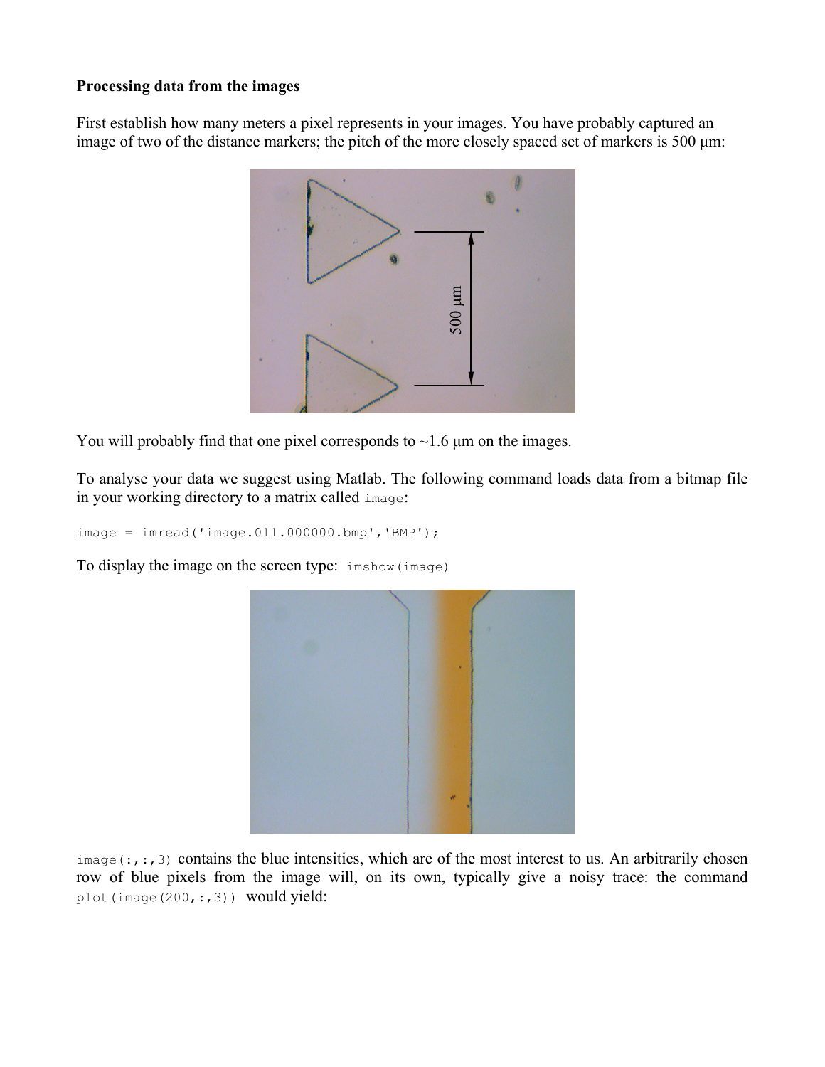**Processing data from the images**

First establish how many meters a pixel represents in your images. You have probably captured an image of two of the distance markers; the pitch of the more closely spaced set of markers is 500 μm:

You will probably find that one pixel corresponds to ~1.6 μm on the images.

To analyse your data we suggest using Matlab. The following command loads data from a bitmap file in your working directory to a matrix called `image`:

```
image = imread('image.011.000000.bmp','BMP');
```

To display the image on the screen type: `imshow(image)`

`image(:,:,3)` contains the blue intensities, which are of the most interest to us. An arbitrarily chosen row of blue pixels from the image will, on its own, typically give a noisy trace: the command `plot(image(200,:,3))` would yield: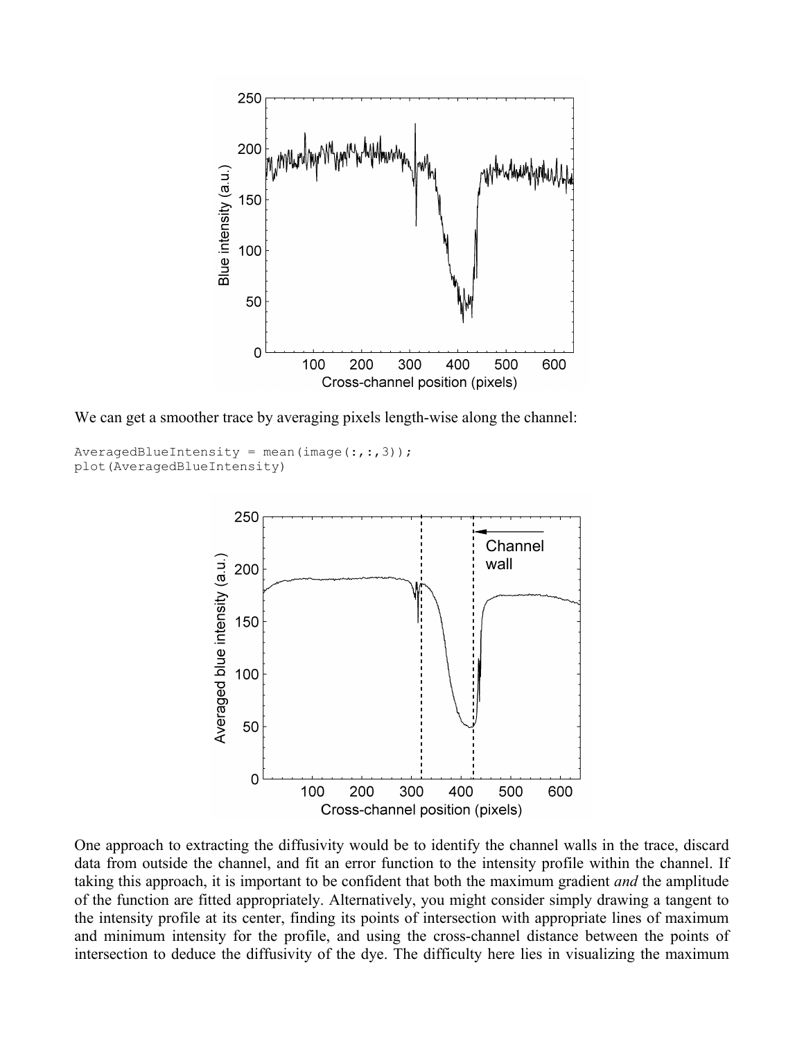We can get a smoother trace by averaging pixels length-wise along the channel:

```
AveragedBlueIntensity = mean(image(:,:,3));
plot(AveragedBlueIntensity)
```

One approach to extracting the diffusivity would be to identify the channel walls in the trace, discard data from outside the channel, and fit an error function to the intensity profile within the channel. If taking this approach, it is important to be confident that both the maximum gradient *and* the amplitude of the function are fitted appropriately. Alternatively, you might consider simply drawing a tangent to the intensity profile at its center, finding its points of intersection with appropriate lines of maximum and minimum intensity for the profile, and using the cross-channel distance between the points of intersection to deduce the diffusivity of the dye. The difficulty here lies in visualizing the maximum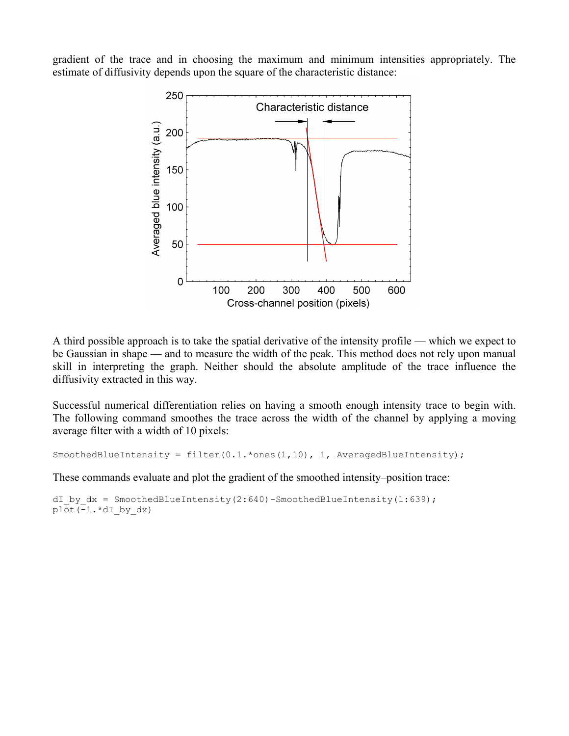gradient of the trace and in choosing the maximum and minimum intensities appropriately. The estimate of diffusivity depends upon the square of the characteristic distance:

A third possible approach is to take the spatial derivative of the intensity profile — which we expect to be Gaussian in shape — and to measure the width of the peak. This method does not rely upon manual skill in interpreting the graph. Neither should the absolute amplitude of the trace influence the diffusivity extracted in this way.

Successful numerical differentiation relies on having a smooth enough intensity trace to begin with. The following command smoothes the trace across the width of the channel by applying a moving average filter with a width of 10 pixels:

```
SmoothedBlueIntensity = filter(0.1.*ones(1,10), 1, AveragedBlueIntensity);
```

These commands evaluate and plot the gradient of the smoothed intensity–position trace:

```
dI_by_dx = SmoothedBlueIntensity(2:640)-SmoothedBlueIntensity(1:639);
plot(-1.*dI_by_dx)
```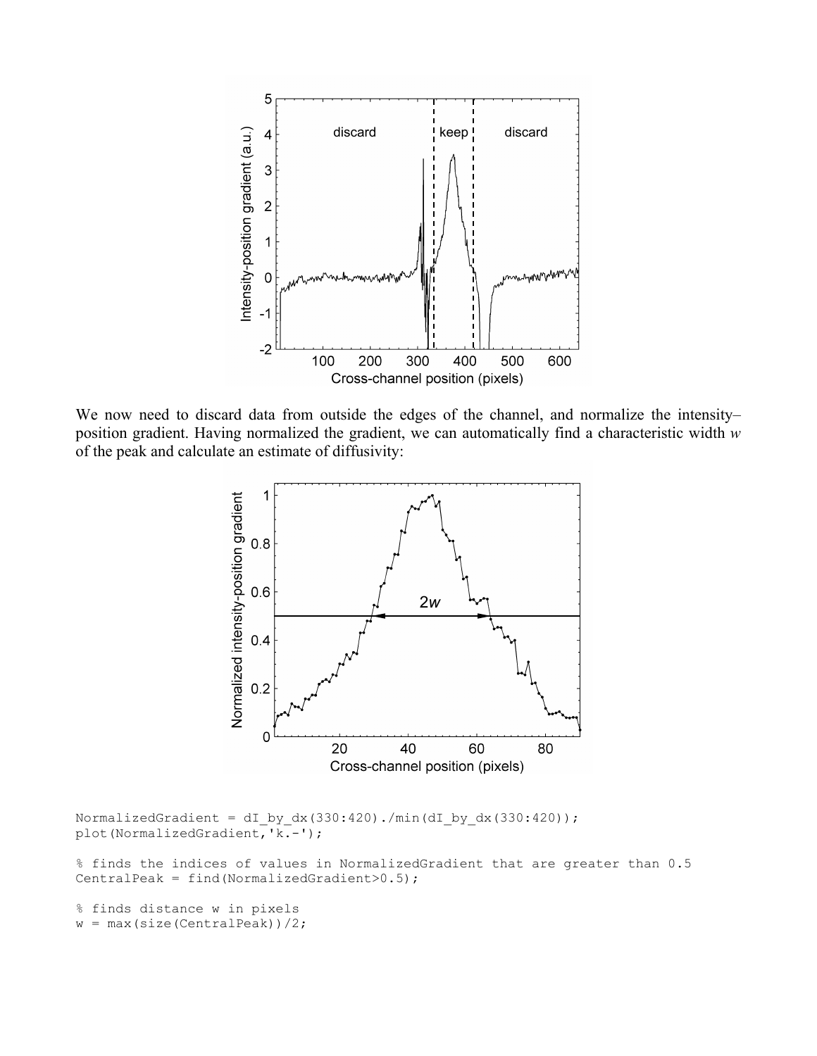We now need to discard data from outside the edges of the channel, and normalize the intensity–position gradient. Having normalized the gradient, we can automatically find a characteristic width $w$ of the peak and calculate an estimate of diffusivity:

```
NormalizedGradient = dI_by_dx(330:420)./min(dI_by_dx(330:420));
plot(NormalizedGradient,'k.-');

% finds the indices of values in NormalizedGradient that are greater than 0.5
CentralPeak = find(NormalizedGradient>0.5);

% finds distance w in pixels
w = max(size(CentralPeak))/2;
```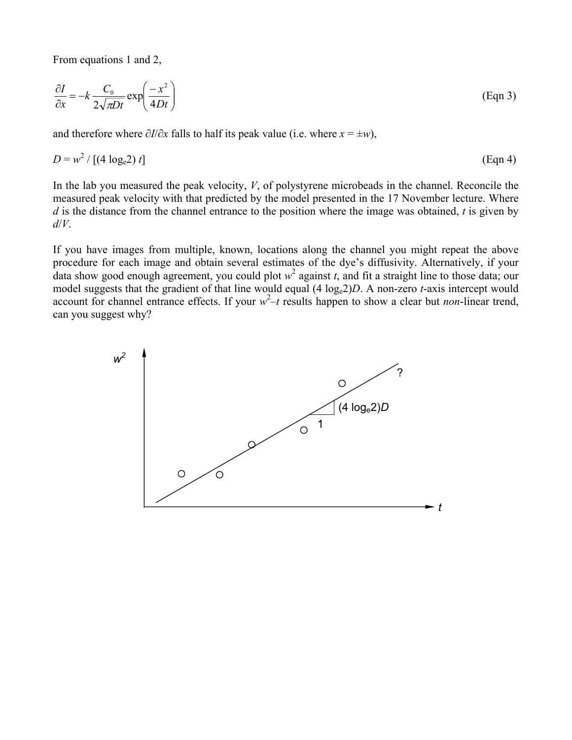From equations 1 and 2,

$$\frac{\partial I}{\partial x} = -k \frac{C_0}{2\sqrt{\pi D t}} \exp\left(\frac{-x^2}{4Dt}\right) \qquad \text{(Eqn 3)}$$

and therefore where $\partial I/\partial x$ falls to half its peak value (i.e. where $x = \pm w$),

$$D = w^2 / [(4 \log_e 2)\, t] \qquad \text{(Eqn 4)}$$

In the lab you measured the peak velocity, $V$, of polystyrene microbeads in the channel. Reconcile the measured peak velocity with that predicted by the model presented in the 17 November lecture. Where $d$ is the distance from the channel entrance to the position where the image was obtained, $t$ is given by $d/V$.

If you have images from multiple, known, locations along the channel you might repeat the above procedure for each image and obtain several estimates of the dye's diffusivity. Alternatively, if your data show good enough agreement, you could plot $w^2$ against $t$, and fit a straight line to those data; our model suggests that the gradient of that line would equal $(4 \log_e 2)D$. A non-zero $t$-axis intercept would account for channel entrance effects. If your $w^2$–$t$ results happen to show a clear but *non*-linear trend, can you suggest why?

$w^2$

?

$(4 \log_e 2)D$

1

$t$